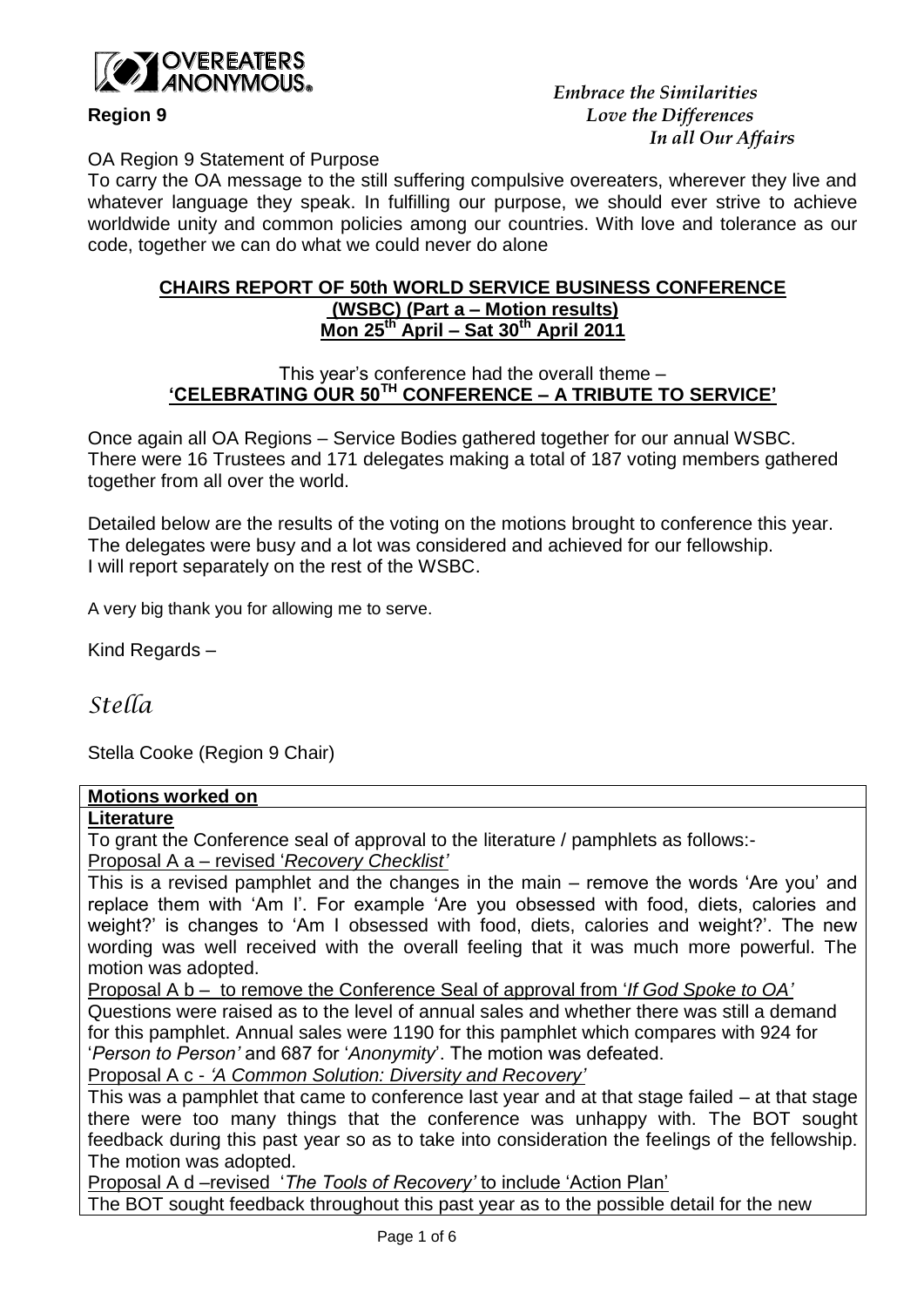OVEREATERS ANONYMOUS®

**Region 9**

*Embrace the Similarities*
*Love the Differences*
*In all Our Affairs*

OA Region 9 Statement of Purpose

To carry the OA message to the still suffering compulsive overeaters, wherever they live and whatever language they speak. In fulfilling our purpose, we should ever strive to achieve worldwide unity and common policies among our countries. With love and tolerance as our code, together we can do what we could never do alone

## CHAIRS REPORT OF 50th WORLD SERVICE BUSINESS CONFERENCE (WSBC) (Part a – Motion results) Mon 25th April – Sat 30th April 2011

This year's conference had the overall theme –
**'CELEBRATING OUR 50TH CONFERENCE – A TRIBUTE TO SERVICE'**

Once again all OA Regions – Service Bodies gathered together for our annual WSBC. There were 16 Trustees and 171 delegates making a total of 187 voting members gathered together from all over the world.

Detailed below are the results of the voting on the motions brought to conference this year. The delegates were busy and a lot was considered and achieved for our fellowship. I will report separately on the rest of the WSBC.

A very big thank you for allowing me to serve.

Kind Regards –

*Stella*

Stella Cooke (Region 9 Chair)

**Motions worked on**

**Literature**

To grant the Conference seal of approval to the literature / pamphlets as follows:-

Proposal A a – revised '*Recovery Checklist'*

This is a revised pamphlet and the changes in the main – remove the words 'Are you' and replace them with 'Am I'. For example 'Are you obsessed with food, diets, calories and weight?' is changes to 'Am I obsessed with food, diets, calories and weight?'. The new wording was well received with the overall feeling that it was much more powerful. The motion was adopted.

Proposal A b – to remove the Conference Seal of approval from '*If God Spoke to OA'*

Questions were raised as to the level of annual sales and whether there was still a demand for this pamphlet. Annual sales were 1190 for this pamphlet which compares with 924 for '*Person to Person'* and 687 for '*Anonymity*'. The motion was defeated.

Proposal A c - *'A Common Solution: Diversity and Recovery'*

This was a pamphlet that came to conference last year and at that stage failed – at that stage there were too many things that the conference was unhappy with. The BOT sought feedback during this past year so as to take into consideration the feelings of the fellowship. The motion was adopted.

Proposal A d –revised '*The Tools of Recovery'* to include 'Action Plan'

The BOT sought feedback throughout this past year as to the possible detail for the new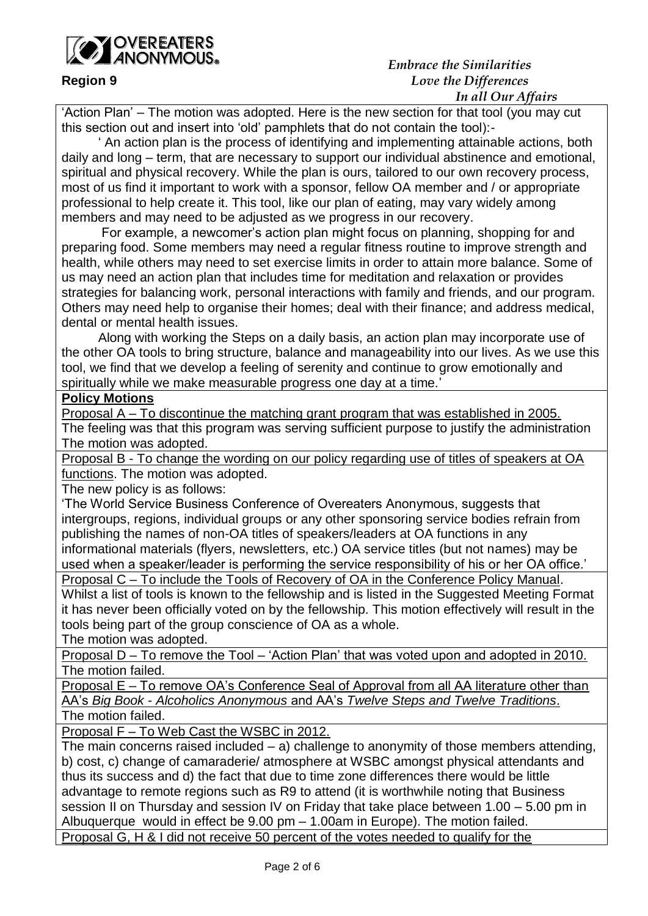'Action Plan' – The motion was adopted. Here is the new section for that tool (you may cut this section out and insert into 'old' pamphlets that do not contain the tool):-

' An action plan is the process of identifying and implementing attainable actions, both daily and long – term, that are necessary to support our individual abstinence and emotional, spiritual and physical recovery. While the plan is ours, tailored to our own recovery process, most of us find it important to work with a sponsor, fellow OA member and / or appropriate professional to help create it. This tool, like our plan of eating, may vary widely among members and may need to be adjusted as we progress in our recovery.

For example, a newcomer's action plan might focus on planning, shopping for and preparing food. Some members may need a regular fitness routine to improve strength and health, while others may need to set exercise limits in order to attain more balance. Some of us may need an action plan that includes time for meditation and relaxation or provides strategies for balancing work, personal interactions with family and friends, and our program. Others may need help to organise their homes; deal with their finance; and address medical, dental or mental health issues.

Along with working the Steps on a daily basis, an action plan may incorporate use of the other OA tools to bring structure, balance and manageability into our lives. As we use this tool, we find that we develop a feeling of serenity and continue to grow emotionally and spiritually while we make measurable progress one day at a time.'

**Policy Motions**

Proposal A – To discontinue the matching grant program that was established in 2005.
The feeling was that this program was serving sufficient purpose to justify the administration
The motion was adopted.

Proposal B - To change the wording on our policy regarding use of titles of speakers at OA functions. The motion was adopted.
The new policy is as follows:
'The World Service Business Conference of Overeaters Anonymous, suggests that intergroups, regions, individual groups or any other sponsoring service bodies refrain from publishing the names of non-OA titles of speakers/leaders at OA functions in any informational materials (flyers, newsletters, etc.) OA service titles (but not names) may be used when a speaker/leader is performing the service responsibility of his or her OA office.'

Proposal C – To include the Tools of Recovery of OA in the Conference Policy Manual.
Whilst a list of tools is known to the fellowship and is listed in the Suggested Meeting Format it has never been officially voted on by the fellowship. This motion effectively will result in the tools being part of the group conscience of OA as a whole.
The motion was adopted.

Proposal D – To remove the Tool – 'Action Plan' that was voted upon and adopted in 2010.
The motion failed.

Proposal E – To remove OA's Conference Seal of Approval from all AA literature other than AA's *Big Book - Alcoholics Anonymous* and AA's *Twelve Steps and Twelve Traditions*.
The motion failed.

Proposal F – To Web Cast the WSBC in 2012.
The main concerns raised included – a) challenge to anonymity of those members attending, b) cost, c) change of camaraderie/ atmosphere at WSBC amongst physical attendants and thus its success and d) the fact that due to time zone differences there would be little advantage to remote regions such as R9 to attend (it is worthwhile noting that Business session II on Thursday and session IV on Friday that take place between 1.00 – 5.00 pm in Albuquerque would in effect be 9.00 pm – 1.00am in Europe). The motion failed.

Proposal G, H & I did not receive 50 percent of the votes needed to qualify for the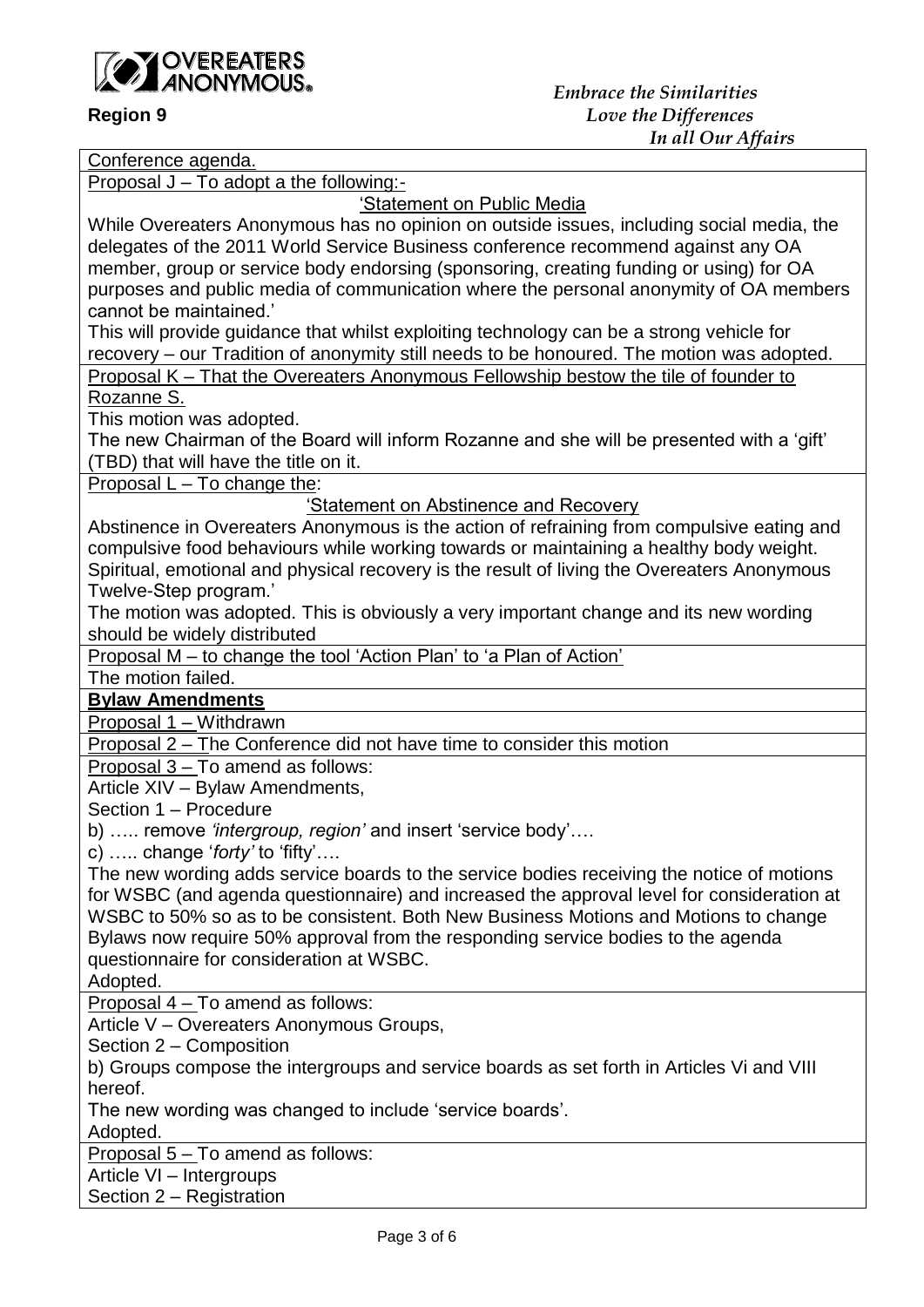Conference agenda.

Proposal J – To adopt a the following:-

'Statement on Public Media

While Overeaters Anonymous has no opinion on outside issues, including social media, the delegates of the 2011 World Service Business conference recommend against any OA member, group or service body endorsing (sponsoring, creating funding or using) for OA purposes and public media of communication where the personal anonymity of OA members cannot be maintained.'

This will provide guidance that whilst exploiting technology can be a strong vehicle for recovery – our Tradition of anonymity still needs to be honoured. The motion was adopted.

Proposal K – That the Overeaters Anonymous Fellowship bestow the tile of founder to Rozanne S.

This motion was adopted.

The new Chairman of the Board will inform Rozanne and she will be presented with a 'gift' (TBD) that will have the title on it.

Proposal L – To change the:

'Statement on Abstinence and Recovery

Abstinence in Overeaters Anonymous is the action of refraining from compulsive eating and compulsive food behaviours while working towards or maintaining a healthy body weight. Spiritual, emotional and physical recovery is the result of living the Overeaters Anonymous Twelve-Step program.'

The motion was adopted. This is obviously a very important change and its new wording should be widely distributed

Proposal M – to change the tool 'Action Plan' to 'a Plan of Action'

The motion failed.

**Bylaw Amendments**

Proposal 1 – Withdrawn

Proposal 2 – The Conference did not have time to consider this motion

Proposal 3 – To amend as follows:

Article XIV – Bylaw Amendments,

Section 1 – Procedure

b) ….. remove *'intergroup, region'* and insert 'service body'….

c) ….. change '*forty'* to 'fifty'….

The new wording adds service boards to the service bodies receiving the notice of motions for WSBC (and agenda questionnaire) and increased the approval level for consideration at WSBC to 50% so as to be consistent. Both New Business Motions and Motions to change Bylaws now require 50% approval from the responding service bodies to the agenda questionnaire for consideration at WSBC.

Adopted.

Proposal 4 – To amend as follows:

Article V – Overeaters Anonymous Groups,

Section 2 – Composition

b) Groups compose the intergroups and service boards as set forth in Articles Vi and VIII hereof.

The new wording was changed to include 'service boards'.

Adopted.

Proposal 5 – To amend as follows:

Article VI – Intergroups

Section 2 – Registration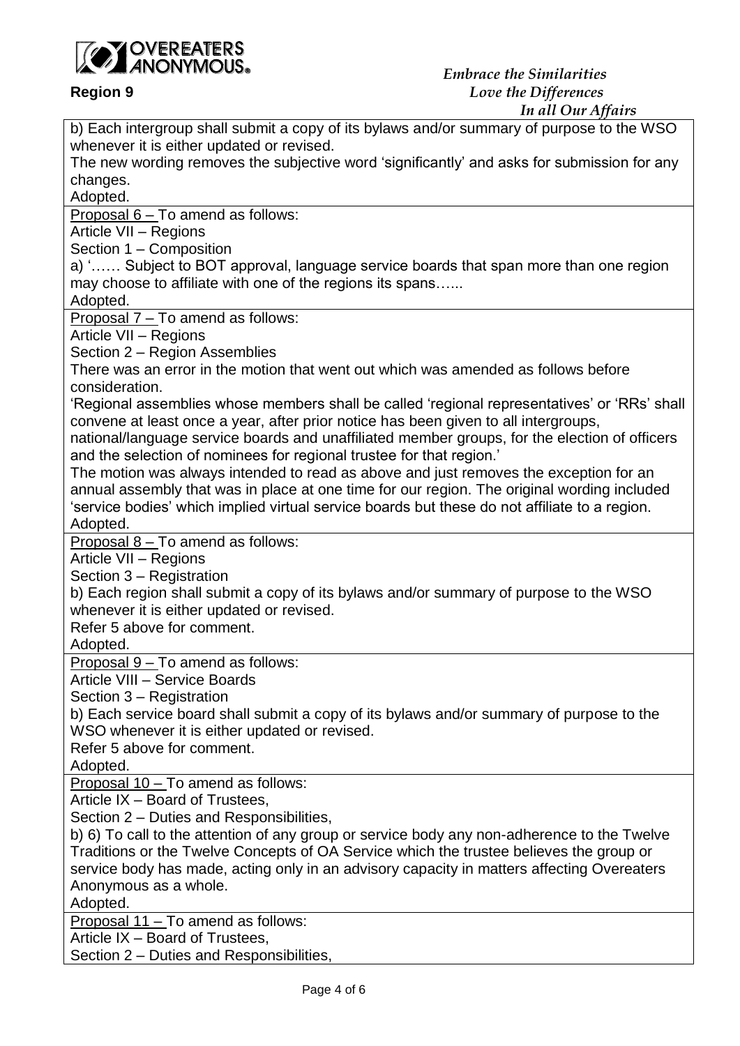b) Each intergroup shall submit a copy of its bylaws and/or summary of purpose to the WSO whenever it is either updated or revised.

The new wording removes the subjective word 'significantly' and asks for submission for any changes.

Adopted.

Proposal 6 – To amend as follows:

Article VII – Regions

Section 1 – Composition

a) '…… Subject to BOT approval, language service boards that span more than one region may choose to affiliate with one of the regions its spans…...

Adopted.

Proposal 7 – To amend as follows:

Article VII – Regions

Section 2 – Region Assemblies

There was an error in the motion that went out which was amended as follows before consideration.

'Regional assemblies whose members shall be called 'regional representatives' or 'RRs' shall convene at least once a year, after prior notice has been given to all intergroups, national/language service boards and unaffiliated member groups, for the election of officers and the selection of nominees for regional trustee for that region.'

The motion was always intended to read as above and just removes the exception for an annual assembly that was in place at one time for our region. The original wording included 'service bodies' which implied virtual service boards but these do not affiliate to a region.

Adopted.

Proposal 8 – To amend as follows:

Article VII – Regions

Section 3 – Registration

b) Each region shall submit a copy of its bylaws and/or summary of purpose to the WSO whenever it is either updated or revised.

Refer 5 above for comment.

Adopted.

Proposal 9 – To amend as follows:

Article VIII – Service Boards

Section 3 – Registration

b) Each service board shall submit a copy of its bylaws and/or summary of purpose to the WSO whenever it is either updated or revised.

Refer 5 above for comment.

Adopted.

Proposal 10 – To amend as follows:

Article IX – Board of Trustees,

Section 2 – Duties and Responsibilities,

b) 6) To call to the attention of any group or service body any non-adherence to the Twelve Traditions or the Twelve Concepts of OA Service which the trustee believes the group or service body has made, acting only in an advisory capacity in matters affecting Overeaters Anonymous as a whole.

Adopted.

Proposal 11 – To amend as follows:

Article IX – Board of Trustees,

Section 2 – Duties and Responsibilities,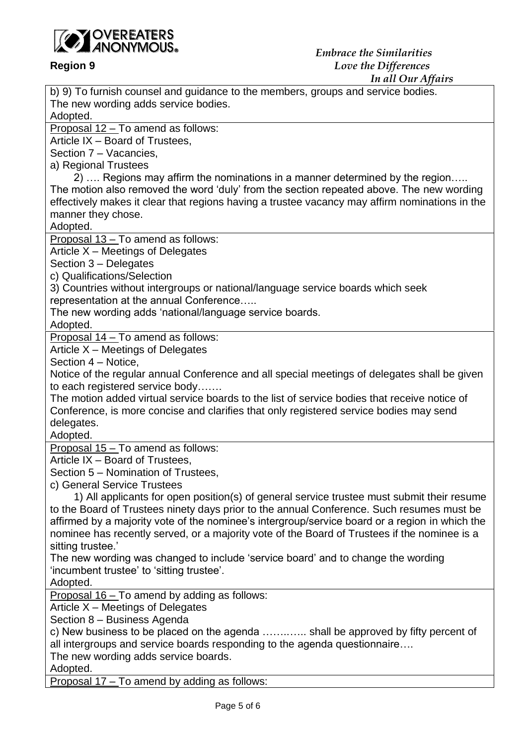b) 9) To furnish counsel and guidance to the members, groups and service bodies.
The new wording adds service bodies.
Adopted.

Proposal 12 – To amend as follows:
Article IX – Board of Trustees,
Section 7 – Vacancies,
a) Regional Trustees

2) …. Regions may affirm the nominations in a manner determined by the region…..

The motion also removed the word 'duly' from the section repeated above. The new wording effectively makes it clear that regions having a trustee vacancy may affirm nominations in the manner they chose.
Adopted.

Proposal 13 – To amend as follows:
Article X – Meetings of Delegates
Section 3 – Delegates
c) Qualifications/Selection
3) Countries without intergroups or national/language service boards which seek representation at the annual Conference…..
The new wording adds 'national/language service boards.
Adopted.

Proposal 14 – To amend as follows:
Article X – Meetings of Delegates
Section 4 – Notice,
Notice of the regular annual Conference and all special meetings of delegates shall be given to each registered service body…….
The motion added virtual service boards to the list of service bodies that receive notice of Conference, is more concise and clarifies that only registered service bodies may send delegates.
Adopted.

Proposal 15 – To amend as follows:
Article IX – Board of Trustees,
Section 5 – Nomination of Trustees,
c) General Service Trustees

1) All applicants for open position(s) of general service trustee must submit their resume to the Board of Trustees ninety days prior to the annual Conference. Such resumes must be affirmed by a majority vote of the nominee's intergroup/service board or a region in which the nominee has recently served, or a majority vote of the Board of Trustees if the nominee is a sitting trustee.'

The new wording was changed to include 'service board' and to change the wording 'incumbent trustee' to 'sitting trustee'.
Adopted.

Proposal 16 – To amend by adding as follows:
Article X – Meetings of Delegates
Section 8 – Business Agenda
c) New business to be placed on the agenda ……..….. shall be approved by fifty percent of all intergroups and service boards responding to the agenda questionnaire….
The new wording adds service boards.
Adopted.

Proposal 17 – To amend by adding as follows: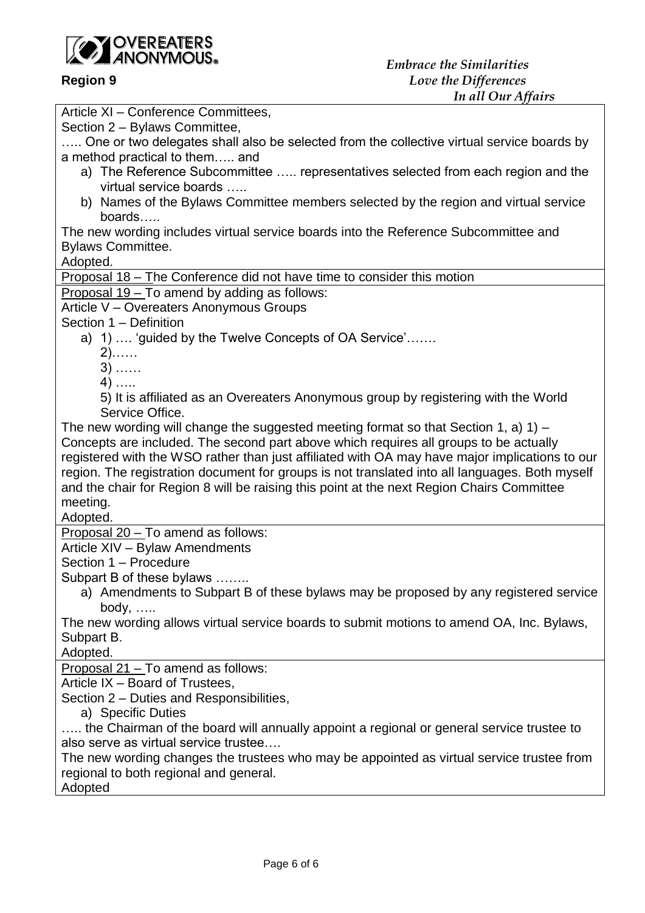Article XI – Conference Committees,

Section 2 – Bylaws Committee,

….. One or two delegates shall also be selected from the collective virtual service boards by a method practical to them….. and

a) The Reference Subcommittee ….. representatives selected from each region and the virtual service boards …..
b) Names of the Bylaws Committee members selected by the region and virtual service boards…..

The new wording includes virtual service boards into the Reference Subcommittee and Bylaws Committee.

Adopted.

Proposal 18 – The Conference did not have time to consider this motion

Proposal 19 – To amend by adding as follows:

Article V – Overeaters Anonymous Groups

Section 1 – Definition

a) 1) …. 'guided by the Twelve Concepts of OA Service'…….
   2)……
   3) ……
   4) …..
   5) It is affiliated as an Overeaters Anonymous group by registering with the World Service Office.

The new wording will change the suggested meeting format so that Section 1, a) 1) – Concepts are included. The second part above which requires all groups to be actually registered with the WSO rather than just affiliated with OA may have major implications to our region. The registration document for groups is not translated into all languages. Both myself and the chair for Region 8 will be raising this point at the next Region Chairs Committee meeting.

Adopted.

Proposal 20 – To amend as follows:

Article XIV – Bylaw Amendments

Section 1 – Procedure

Subpart B of these bylaws ……..

a) Amendments to Subpart B of these bylaws may be proposed by any registered service body, …..

The new wording allows virtual service boards to submit motions to amend OA, Inc. Bylaws, Subpart B.

Adopted.

Proposal 21 – To amend as follows:

Article IX – Board of Trustees,

Section 2 – Duties and Responsibilities,

a) Specific Duties

….. the Chairman of the board will annually appoint a regional or general service trustee to also serve as virtual service trustee….

The new wording changes the trustees who may be appointed as virtual service trustee from regional to both regional and general.

Adopted